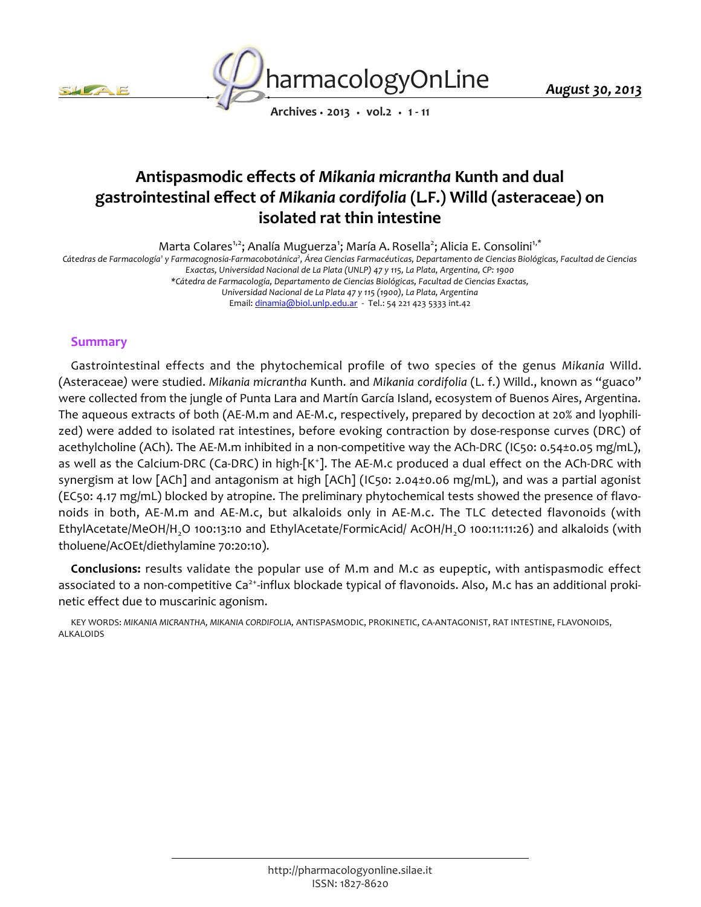# Antispasmodic effects of *Mikania micrantha* Kunth and dual gastrointestinal effect of *Mikania cordifolia* (L.F.) Willd (asteraceae) on isolated rat thin intestine

Marta Colares[1,2]; Analía Mugueza[1]; María A. Rosella[2]; Alicia E. Consolini[1,*]

*Cátedras de Farmacología[1] y Farmacognosia-Farmacobotánica[2], Área Ciencias Farmacéuticas, Departamento de Ciencias Biológicas, Facultad de Ciencias Exactas, Universidad Nacional de La Plata (UNLP) 47 y 115, La Plata, Argentina, CP: 1900*

*\*Cátedra de Farmacología, Departamento de Ciencias Biológicas, Facultad de Ciencias Exactas, Universidad Nacional de La Plata 47 y 115 (1900), La Plata, Argentina*

Email: dinamia@biol.unlp.edu.ar - Tel.: 54 221 423 5333 int.42

## Summary

Gastrointestinal effects and the phytochemical profile of two species of the genus *Mikania* Willd. (Asteraceae) were studied. *Mikania micrantha* Kunth. and *Mikania cordifolia* (L. f.) Willd., known as "guaco" were collected from the jungle of Punta Lara and Martín García Island, ecosystem of Buenos Aires, Argentina. The aqueous extracts of both (AE-M.m and AE-M.c, respectively, prepared by decoction at 20% and lyophilized) were added to isolated rat intestines, before evoking contraction by dose-response curves (DRC) of acethylcholine (ACh). The AE-M.m inhibited in a non-competitive way the ACh-DRC (IC50: 0.54±0.05 mg/mL), as well as the Calcium-DRC (Ca-DRC) in high-[$K^+$]. The AE-M.c produced a dual effect on the ACh-DRC with synergism at low [ACh] and antagonism at high [ACh] (IC50: 2.04±0.06 mg/mL), and was a partial agonist (EC50: 4.17 mg/mL) blocked by atropine. The preliminary phytochemical tests showed the presence of flavonoids in both, AE-M.m and AE-M.c, but alkaloids only in AE-M.c. The TLC detected flavonoids (with EthylAcetate/MeOH/$H_2O$ 100:13:10 and EthylAcetate/FormicAcid/ AcOH/$H_2O$ 100:11:11:26) and alkaloids (with tholuene/AcOEt/diethylamine 70:20:10).

**Conclusions:** results validate the popular use of M.m and M.c as eupeptic, with antispasmodic effect associated to a non-competitive $Ca^{2+}$-influx blockade typical of flavonoids. Also, M.c has an additional prokinetic effect due to muscarinic agonism.

KEY WORDS: *MIKANIA MICRANTHA, MIKANIA CORDIFOLIA,* ANTISPASMODIC, PROKINETIC, CA-ANTAGONIST, RAT INTESTINE, FLAVONOIDS, ALKALOIDS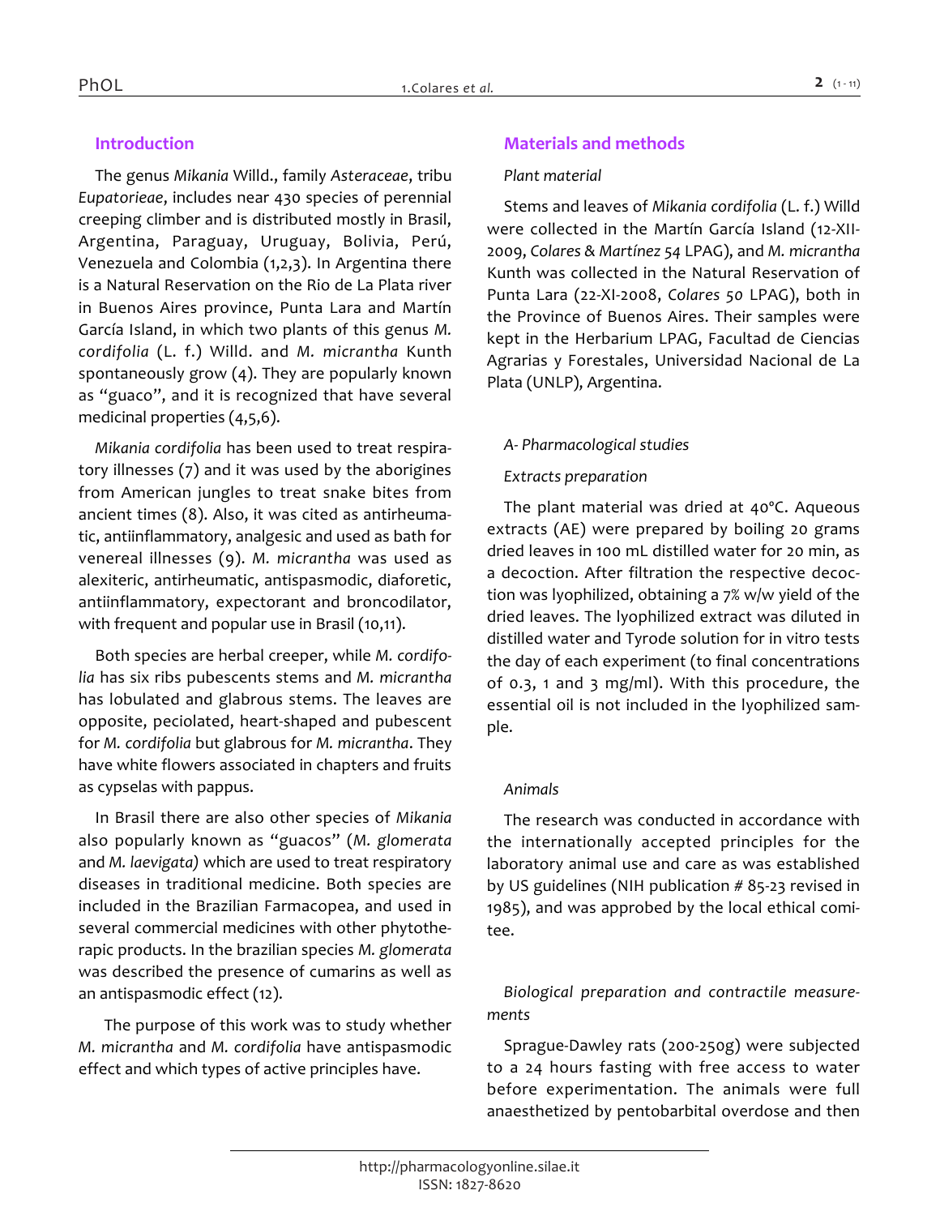## Introduction

The genus *Mikania* Willd., family *Asteraceae*, tribu *Eupatorieae*, includes near 430 species of perennial creeping climber and is distributed mostly in Brasil, Argentina, Paraguay, Uruguay, Bolivia, Perú, Venezuela and Colombia (1,2,3). In Argentina there is a Natural Reservation on the Rio de La Plata river in Buenos Aires province, Punta Lara and Martín García Island, in which two plants of this genus *M. cordifolia* (L. f.) Willd. and *M. micrantha* Kunth spontaneously grow (4). They are popularly known as "guaco", and it is recognized that have several medicinal properties (4,5,6).

*Mikania cordifolia* has been used to treat respiratory illnesses (7) and it was used by the aborigines from American jungles to treat snake bites from ancient times (8). Also, it was cited as antirheumatic, antiinflammatory, analgesic and used as bath for venereal illnesses (9). *M. micrantha* was used as alexiteric, antirheumatic, antispasmodic, diaforetic, antiinflammatory, expectorant and broncodilator, with frequent and popular use in Brasil (10,11).

Both species are herbal creeper, while *M. cordifolia* has six ribs pubescents stems and *M. micrantha* has lobulated and glabrous stems. The leaves are opposite, peciolated, heart-shaped and pubescent for *M. cordifolia* but glabrous for *M. micrantha*. They have white flowers associated in chapters and fruits as cypselas with pappus.

In Brasil there are also other species of *Mikania* also popularly known as "guacos" (*M. glomerata* and *M. laevigata)* which are used to treat respiratory diseases in traditional medicine. Both species are included in the Brazilian Farmacopea, and used in several commercial medicines with other phytotherapic products. In the brazilian species *M. glomerata* was described the presence of cumarins as well as an antispasmodic effect (12).

The purpose of this work was to study whether *M. micrantha* and *M. cordifolia* have antispasmodic effect and which types of active principles have.

## Materials and methods

*Plant material*

Stems and leaves of *Mikania cordifolia* (L. f.) Willd were collected in the Martín García Island (12-XII-2009, *Colares & Martínez 54* LPAG), and *M. micrantha* Kunth was collected in the Natural Reservation of Punta Lara (22-XI-2008, *Colares 50* LPAG), both in the Province of Buenos Aires. Their samples were kept in the Herbarium LPAG, Facultad de Ciencias Agrarias y Forestales, Universidad Nacional de La Plata (UNLP), Argentina.

*A- Pharmacological studies*

*Extracts preparation*

The plant material was dried at 40°C. Aqueous extracts (AE) were prepared by boiling 20 grams dried leaves in 100 mL distilled water for 20 min, as a decoction. After filtration the respective decoction was lyophilized, obtaining a 7% w/w yield of the dried leaves. The lyophilized extract was diluted in distilled water and Tyrode solution for in vitro tests the day of each experiment (to final concentrations of 0.3, 1 and 3 mg/ml). With this procedure, the essential oil is not included in the lyophilized sample.

*Animals*

The research was conducted in accordance with the internationally accepted principles for the laboratory animal use and care as was established by US guidelines (NIH publication # 85-23 revised in 1985), and was approbed by the local ethical comitee.

*Biological preparation and contractile measurements*

Sprague-Dawley rats (200-250g) were subjected to a 24 hours fasting with free access to water before experimentation. The animals were full anaesthetized by pentobarbital overdose and then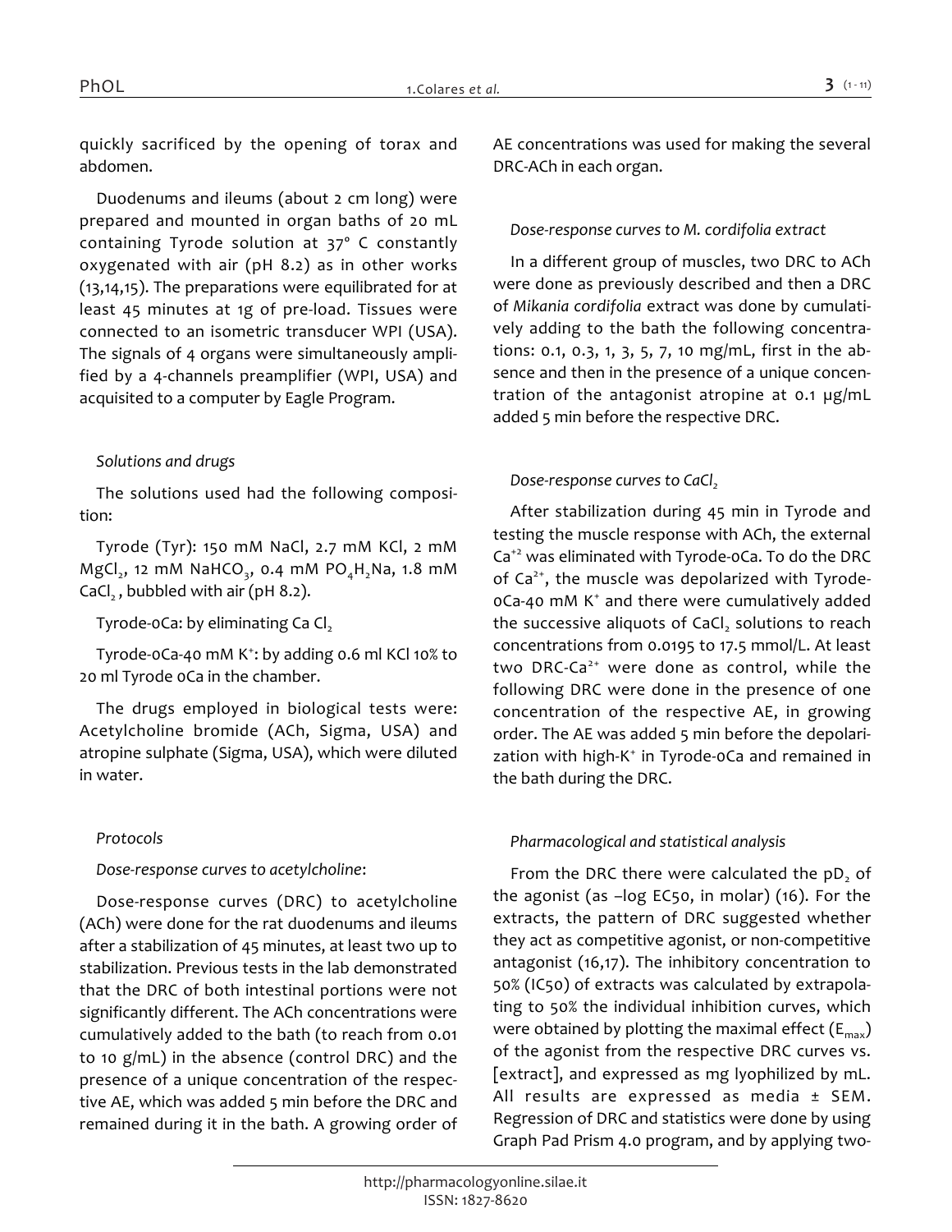quickly sacrificed by the opening of torax and abdomen.

Duodenums and ileums (about 2 cm long) were prepared and mounted in organ baths of 20 mL containing Tyrode solution at 37° C constantly oxygenated with air (pH 8.2) as in other works (13,14,15). The preparations were equilibrated for at least 45 minutes at 1g of pre-load. Tissues were connected to an isometric transducer WPI (USA). The signals of 4 organs were simultaneously amplified by a 4-channels preamplifier (WPI, USA) and acquisited to a computer by Eagle Program.

*Solutions and drugs*

The solutions used had the following composition:

Tyrode (Tyr): 150 mM NaCl, 2.7 mM KCl, 2 mM $MgCl_2$, 12 mM $NaHCO_3$, 0.4 mM $PO_4H_2Na$, 1.8 mM $CaCl_2$, bubbled with air (pH 8.2).

Tyrode-0Ca: by eliminating Ca $Cl_2$

Tyrode-0Ca-40 mM $K^+$: by adding 0.6 ml KCl 10% to 20 ml Tyrode 0Ca in the chamber.

The drugs employed in biological tests were: Acetylcholine bromide (ACh, Sigma, USA) and atropine sulphate (Sigma, USA), which were diluted in water.

*Protocols*

*Dose-response curves to acetylcholine*:

Dose-response curves (DRC) to acetylcholine (ACh) were done for the rat duodenums and ileums after a stabilization of 45 minutes, at least two up to stabilization. Previous tests in the lab demonstrated that the DRC of both intestinal portions were not significantly different. The ACh concentrations were cumulatively added to the bath (to reach from 0.01 to 10 g/mL) in the absence (control DRC) and the presence of a unique concentration of the respective AE, which was added 5 min before the DRC and remained during it in the bath. A growing order of AE concentrations was used for making the several DRC-ACh in each organ.

*Dose-response curves to M. cordifolia extract*

In a different group of muscles, two DRC to ACh were done as previously described and then a DRC of *Mikania cordifolia* extract was done by cumulatively adding to the bath the following concentrations: 0.1, 0.3, 1, 3, 5, 7, 10 mg/mL, first in the absence and then in the presence of a unique concentration of the antagonist atropine at 0.1 µg/mL added 5 min before the respective DRC.

*Dose-response curves to $CaCl_2$*

After stabilization during 45 min in Tyrode and testing the muscle response with ACh, the external $Ca^{+2}$ was eliminated with Tyrode-0Ca. To do the DRC of $Ca^{2+}$, the muscle was depolarized with Tyrode-0Ca-40 mM $K^+$ and there were cumulatively added the successive aliquots of $CaCl_2$ solutions to reach concentrations from 0.0195 to 17.5 mmol/L. At least two DRC-$Ca^{2+}$ were done as control, while the following DRC were done in the presence of one concentration of the respective AE, in growing order. The AE was added 5 min before the depolarization with high-$K^+$ in Tyrode-0Ca and remained in the bath during the DRC.

*Pharmacological and statistical analysis*

From the DRC there were calculated the $pD_2$ of the agonist (as –log EC50, in molar) (16). For the extracts, the pattern of DRC suggested whether they act as competitive agonist, or non-competitive antagonist (16,17). The inhibitory concentration to 50% (IC50) of extracts was calculated by extrapolating to 50% the individual inhibition curves, which were obtained by plotting the maximal effect ($E_{max}$) of the agonist from the respective DRC curves vs. [extract], and expressed as mg lyophilized by mL. All results are expressed as media ± SEM. Regression of DRC and statistics were done by using Graph Pad Prism 4.0 program, and by applying two-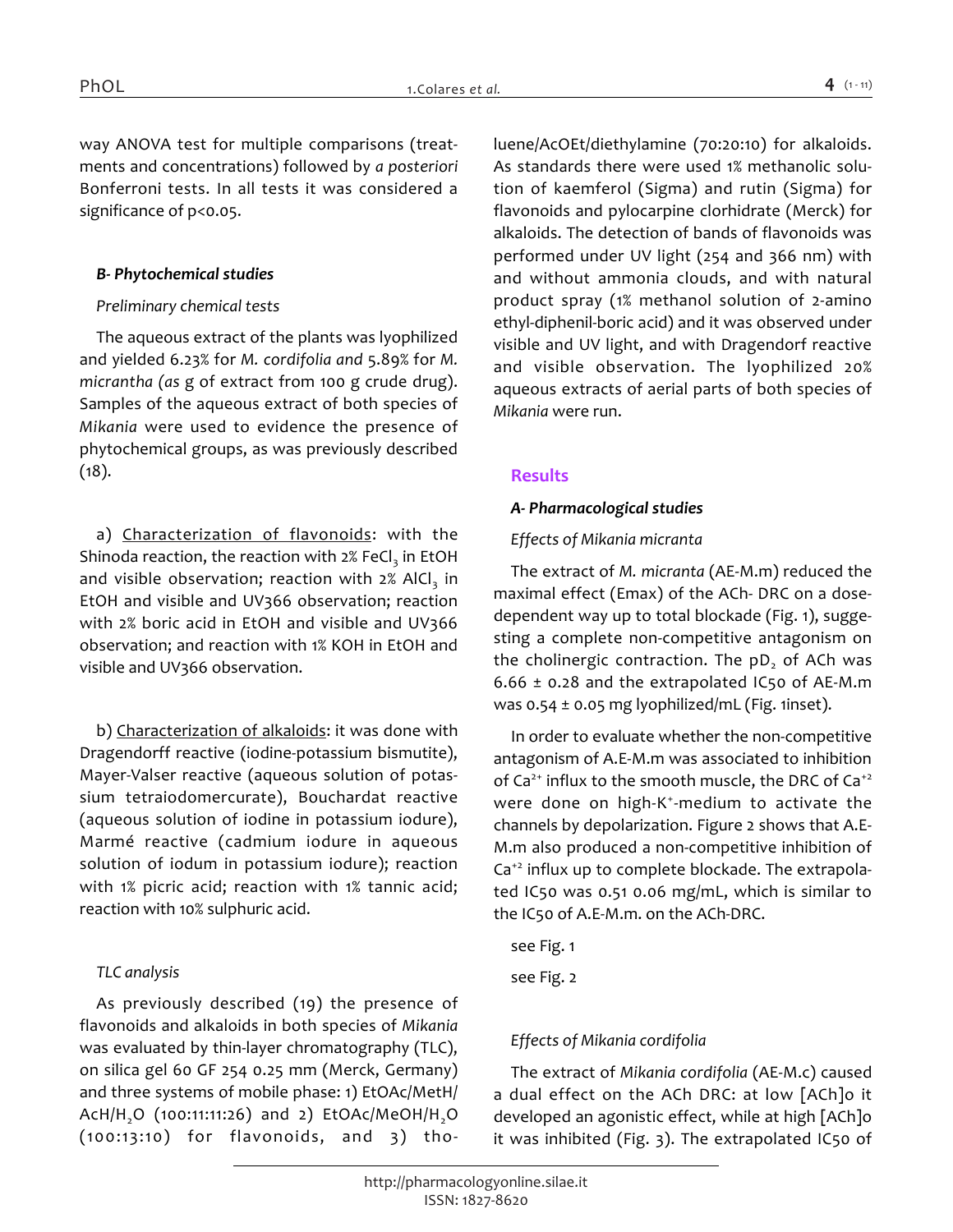way ANOVA test for multiple comparisons (treatments and concentrations) followed by *a posteriori* Bonferroni tests. In all tests it was considered a significance of p<0.05.

### *B- Phytochemical studies*

*Preliminary chemical tests*

The aqueous extract of the plants was lyophilized and yielded 6.23% for *M. cordifolia and* 5.89% for *M. micrantha (as* g of extract from 100 g crude drug). Samples of the aqueous extract of both species of *Mikania* were used to evidence the presence of phytochemical groups, as was previously described (18).

a) Characterization of flavonoids: with the Shinoda reaction, the reaction with 2% $FeCl_3$ in EtOH and visible observation; reaction with 2% $AlCl_3$ in EtOH and visible and UV366 observation; reaction with 2% boric acid in EtOH and visible and UV366 observation; and reaction with 1% KOH in EtOH and visible and UV366 observation.

b) Characterization of alkaloids: it was done with Dragendorff reactive (iodine-potassium bismutite), Mayer-Valser reactive (aqueous solution of potassium tetraiodomercurate), Bouchardat reactive (aqueous solution of iodine in potassium iodure), Marmé reactive (cadmium iodure in aqueous solution of iodum in potassium iodure); reaction with 1% picric acid; reaction with 1% tannic acid; reaction with 10% sulphuric acid.

*TLC analysis*

As previously described (19) the presence of flavonoids and alkaloids in both species of *Mikania* was evaluated by thin-layer chromatography (TLC), on silica gel 60 GF 254 0.25 mm (Merck, Germany) and three systems of mobile phase: 1) EtOAc/MetH/AcH/$H_2O$ (100:11:11:26) and 2) EtOAc/MeOH/$H_2O$ (100:13:10) for flavonoids, and 3) toluene/AcOEt/diethylamine (70:20:10) for alkaloids. As standards there were used 1% methanolic solution of kaemferol (Sigma) and rutin (Sigma) for flavonoids and pylocarpine clorhidrate (Merck) for alkaloids. The detection of bands of flavonoids was performed under UV light (254 and 366 nm) with and without ammonia clouds, and with natural product spray (1% methanol solution of 2-amino ethyl-diphenil-boric acid) and it was observed under visible and UV light, and with Dragendorf reactive and visible observation. The lyophilized 20% aqueous extracts of aerial parts of both species of *Mikania* were run.

## Results

### *A- Pharmacological studies*

*Effects of Mikania micranta*

The extract of *M. micranta* (AE-M.m) reduced the maximal effect (Emax) of the ACh- DRC on a dose-dependent way up to total blockade (Fig. 1), suggesting a complete non-competitive antagonism on the cholinergic contraction. The $pD_2$ of ACh was 6.66 ± 0.28 and the extrapolated IC50 of AE-M.m was 0.54 ± 0.05 mg lyophilized/mL (Fig. 1inset).

In order to evaluate whether the non-competitive antagonism of A.E-M.m was associated to inhibition of $Ca^{2+}$ influx to the smooth muscle, the DRC of $Ca^{+2}$ were done on high-$K^+$-medium to activate the channels by depolarization. Figure 2 shows that A.E-M.m also produced a non-competitive inhibition of $Ca^{+2}$ influx up to complete blockade. The extrapolated IC50 was 0.51 0.06 mg/mL, which is similar to the IC50 of A.E-M.m. on the ACh-DRC.

see Fig. 1

see Fig. 2

*Effects of Mikania cordifolia*

The extract of *Mikania cordifolia* (AE-M.c) caused a dual effect on the ACh DRC: at low [ACh]o it developed an agonistic effect, while at high [ACh]o it was inhibited (Fig. 3). The extrapolated IC50 of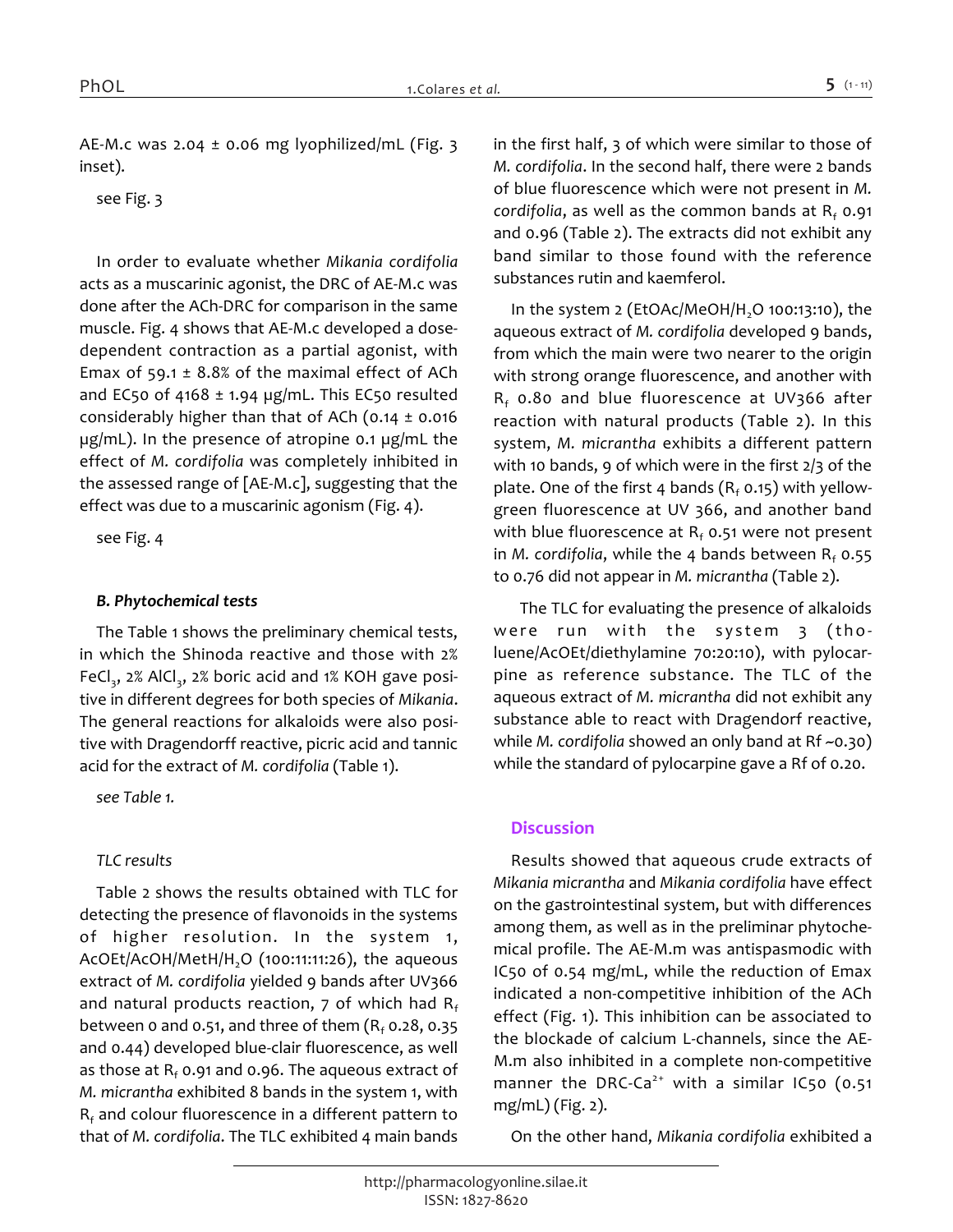AE-M.c was 2.04 ± 0.06 mg lyophilized/mL (Fig. 3 inset).

see Fig. 3

In order to evaluate whether *Mikania cordifolia* acts as a muscarinic agonist, the DRC of AE-M.c was done after the ACh-DRC for comparison in the same muscle. Fig. 4 shows that AE-M.c developed a dose-dependent contraction as a partial agonist, with Emax of 59.1 ± 8.8% of the maximal effect of ACh and EC50 of 4168 ± 1.94 µg/mL. This EC50 resulted considerably higher than that of ACh (0.14 ± 0.016 µg/mL). In the presence of atropine 0.1 µg/mL the effect of *M. cordifolia* was completely inhibited in the assessed range of [AE-M.c], suggesting that the effect was due to a muscarinic agonism (Fig. 4).

see Fig. 4

### *B. Phytochemical tests*

The Table 1 shows the preliminary chemical tests, in which the Shinoda reactive and those with 2% $FeCl_3$, 2% $AlCl_3$, 2% boric acid and 1% KOH gave positive in different degrees for both species of *Mikania*. The general reactions for alkaloids were also positive with Dragendorff reactive, picric acid and tannic acid for the extract of *M. cordifolia* (Table 1).

*see Table 1.*

*TLC results*

Table 2 shows the results obtained with TLC for detecting the presence of flavonoids in the systems of higher resolution. In the system 1, AcOEt/AcOH/MetH/$H_2O$ (100:11:11:26), the aqueous extract of *M. cordifolia* yielded 9 bands after UV366 and natural products reaction, 7 of which had $R_f$ between 0 and 0.51, and three of them ($R_f$ 0.28, 0.35 and 0.44) developed blue-clair fluorescence, as well as those at $R_f$ 0.91 and 0.96. The aqueous extract of *M. micrantha* exhibited 8 bands in the system 1, with $R_f$ and colour fluorescence in a different pattern to that of *M. cordifolia*. The TLC exhibited 4 main bands in the first half, 3 of which were similar to those of *M. cordifolia*. In the second half, there were 2 bands of blue fluorescence which were not present in *M. cordifolia*, as well as the common bands at $R_f$ 0.91 and 0.96 (Table 2). The extracts did not exhibit any band similar to those found with the reference substances rutin and kaemferol.

In the system 2 (EtOAc/MeOH/$H_2O$ 100:13:10), the aqueous extract of *M. cordifolia* developed 9 bands, from which the main were two nearer to the origin with strong orange fluorescence, and another with $R_f$ 0.80 and blue fluorescence at UV366 after reaction with natural products (Table 2). In this system, *M. micrantha* exhibits a different pattern with 10 bands, 9 of which were in the first 2/3 of the plate. One of the first 4 bands ($R_f$ 0.15) with yellow-green fluorescence at UV 366, and another band with blue fluorescence at $R_f$ 0.51 were not present in *M. cordifolia*, while the 4 bands between $R_f$ 0.55 to 0.76 did not appear in *M. micrantha* (Table 2).

The TLC for evaluating the presence of alkaloids were run with the system 3 (tholuene/AcOEt/diethylamine 70:20:10), with pylocarpine as reference substance. The TLC of the aqueous extract of *M. micrantha* did not exhibit any substance able to react with Dragendorf reactive, while *M. cordifolia* showed an only band at Rf ~0.30) while the standard of pylocarpine gave a Rf of 0.20.

## Discussion

Results showed that aqueous crude extracts of *Mikania micrantha* and *Mikania cordifolia* have effect on the gastrointestinal system, but with differences among them, as well as in the preliminar phytochemical profile. The AE-M.m was antispasmodic with IC50 of 0.54 mg/mL, while the reduction of Emax indicated a non-competitive inhibition of the ACh effect (Fig. 1). This inhibition can be associated to the blockade of calcium L-channels, since the AE-M.m also inhibited in a complete non-competitive manner the DRC-$Ca^{2+}$ with a similar IC50 (0.51 mg/mL) (Fig. 2).

On the other hand, *Mikania cordifolia* exhibited a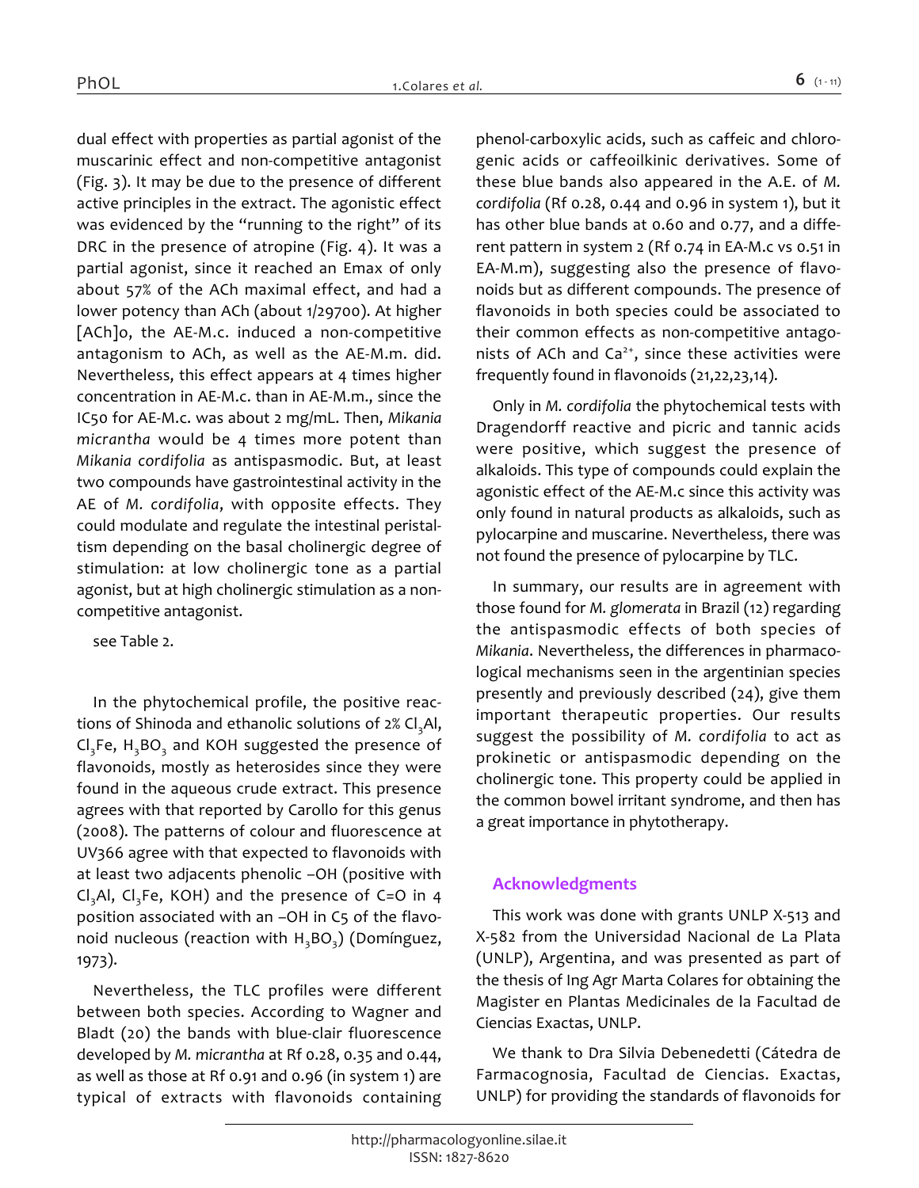dual effect with properties as partial agonist of the muscarinic effect and non-competitive antagonist (Fig. 3). It may be due to the presence of different active principles in the extract. The agonistic effect was evidenced by the "running to the right" of its DRC in the presence of atropine (Fig. 4). It was a partial agonist, since it reached an Emax of only about 57% of the ACh maximal effect, and had a lower potency than ACh (about 1/29700). At higher [ACh]o, the AE-M.c. induced a non-competitive antagonism to ACh, as well as the AE-M.m. did. Nevertheless, this effect appears at 4 times higher concentration in AE-M.c. than in AE-M.m., since the IC50 for AE-M.c. was about 2 mg/mL. Then, *Mikania micrantha* would be 4 times more potent than *Mikania cordifolia* as antispasmodic. But, at least two compounds have gastrointestinal activity in the AE of *M. cordifolia*, with opposite effects. They could modulate and regulate the intestinal peristaltism depending on the basal cholinergic degree of stimulation: at low cholinergic tone as a partial agonist, but at high cholinergic stimulation as a non-competitive antagonist.

see Table 2.

In the phytochemical profile, the positive reactions of Shinoda and ethanolic solutions of 2% $Cl_3Al$, $Cl_3Fe$, $H_3BO_3$ and KOH suggested the presence of flavonoids, mostly as heterosides since they were found in the aqueous crude extract. This presence agrees with that reported by Carollo for this genus (2008). The patterns of colour and fluorescence at UV366 agree with that expected to flavonoids with at least two adjacents phenolic –OH (positive with $Cl_3Al$, $Cl_3Fe$, KOH) and the presence of C=O in 4 position associated with an –OH in C5 of the flavonoid nucleous (reaction with $H_3BO_3$) (Domínguez, 1973).

Nevertheless, the TLC profiles were different between both species. According to Wagner and Bladt (20) the bands with blue-clair fluorescence developed by *M. micrantha* at Rf 0.28, 0.35 and 0.44, as well as those at Rf 0.91 and 0.96 (in system 1) are typical of extracts with flavonoids containing phenol-carboxylic acids, such as caffeic and chlorogenic acids or caffeoilkinic derivatives. Some of these blue bands also appeared in the A.E. of *M. cordifolia* (Rf 0.28, 0.44 and 0.96 in system 1), but it has other blue bands at 0.60 and 0.77, and a different pattern in system 2 (Rf 0.74 in EA-M.c vs 0.51 in EA-M.m), suggesting also the presence of flavonoids but as different compounds. The presence of flavonoids in both species could be associated to their common effects as non-competitive antagonists of ACh and $Ca^{2+}$, since these activities were frequently found in flavonoids (21,22,23,14).

Only in *M. cordifolia* the phytochemical tests with Dragendorff reactive and picric and tannic acids were positive, which suggest the presence of alkaloids. This type of compounds could explain the agonistic effect of the AE-M.c since this activity was only found in natural products as alkaloids, such as pylocarpine and muscarine. Nevertheless, there was not found the presence of pylocarpine by TLC.

In summary, our results are in agreement with those found for *M. glomerata* in Brazil (12) regarding the antispasmodic effects of both species of *Mikania*. Nevertheless, the differences in pharmacological mechanisms seen in the argentinian species presently and previously described (24), give them important therapeutic properties. Our results suggest the possibility of *M. cordifolia* to act as prokinetic or antispasmodic depending on the cholinergic tone. This property could be applied in the common bowel irritant syndrome, and then has a great importance in phytotherapy.

## Acknowledgments

This work was done with grants UNLP X-513 and X-582 from the Universidad Nacional de La Plata (UNLP), Argentina, and was presented as part of the thesis of Ing Agr Marta Colares for obtaining the Magister en Plantas Medicinales de la Facultad de Ciencias Exactas, UNLP.

We thank to Dra Silvia Debenedetti (Cátedra de Farmacognosia, Facultad de Ciencias. Exactas, UNLP) for providing the standards of flavonoids for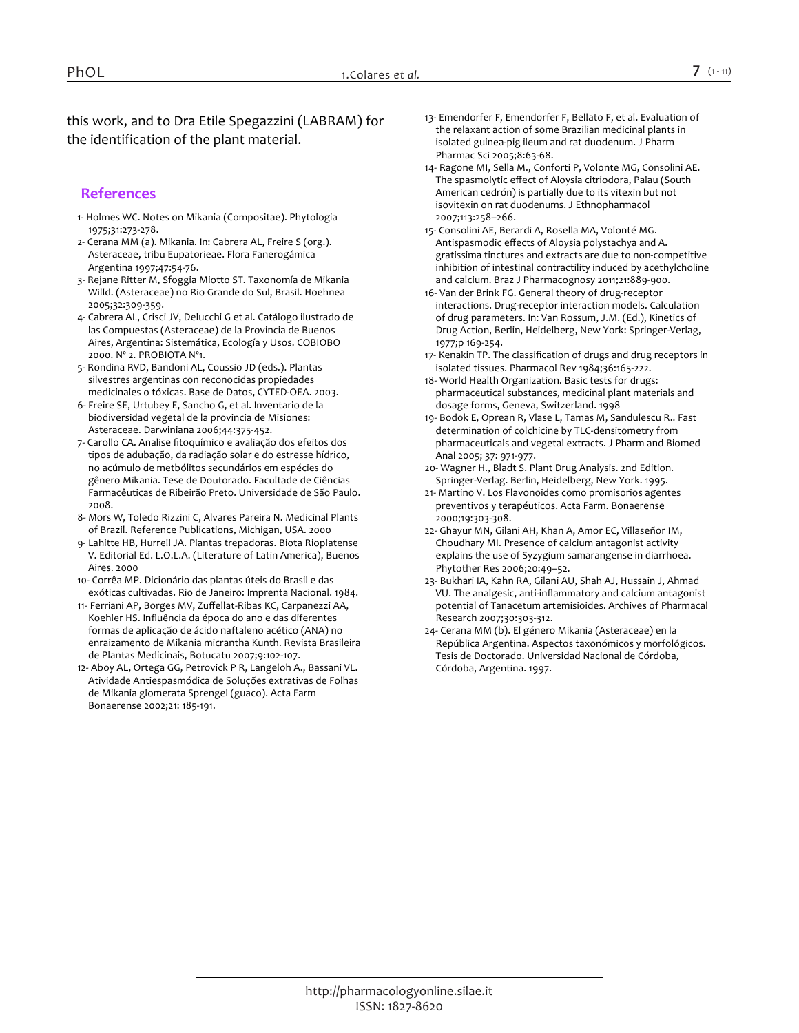this work, and to Dra Etile Spegazzini (LABRAM) for the identification of the plant material.

## References

1- Holmes WC. Notes on Mikania (Compositae). Phytologia 1975;31:273-278.

2- Cerana MM (a). Mikania. In: Cabrera AL, Freire S (org.). Asteraceae, tribu Eupatorieae. Flora Fanerogámica Argentina 1997;47:54-76.

3- Rejane Ritter M, Sfoggia Miotto ST. Taxonomía de Mikania Willd. (Asteraceae) no Rio Grande do Sul, Brasil. Hoehnea 2005;32:309-359.

4- Cabrera AL, Crisci JV, Delucchi G et al. Catálogo ilustrado de las Compuestas (Asteraceae) de la Provincia de Buenos Aires, Argentina: Sistemática, Ecología y Usos. COBIOBO 2000. N° 2. PROBIOTA N°1.

5- Rondina RVD, Bandoni AL, Coussio JD (eds.). Plantas silvestres argentinas con reconocidas propiedades medicinales o tóxicas. Base de Datos, CYTED-OEA. 2003.

6- Freire SE, Urtubey E, Sancho G, et al. Inventario de la biodiversidad vegetal de la provincia de Misiones: Asteraceae. Darwiniana 2006;44:375-452.

7- Carollo CA. Analise fitoquímico e avaliação dos efeitos dos tipos de adubação, da radiação solar e do estresse hídrico, no acúmulo de metbólitos secundários em espécies do gênero Mikania. Tese de Doutorado. Facultade de Ciências Farmacêuticas de Ribeirão Preto. Universidade de São Paulo. 2008.

8- Mors W, Toledo Rizzini C, Alvares Pareira N. Medicinal Plants of Brazil. Reference Publications, Michigan, USA. 2000

9- Lahitte HB, Hurrell JA. Plantas trepadoras. Biota Rioplatense V. Editorial Ed. L.O.L.A. (Literature of Latin America), Buenos Aires. 2000

10- Corrêa MP. Dicionário das plantas úteis do Brasil e das exóticas cultivadas. Rio de Janeiro: Imprenta Nacional. 1984.

11- Ferriani AP, Borges MV, Zuffellat-Ribas KC, Carpanezzi AA, Koehler HS. Influência da época do ano e das diferentes formas de aplicação de ácido naftaleno acético (ANA) no enraizamento de Mikania micrantha Kunth. Revista Brasileira de Plantas Medicinais, Botucatu 2007;9:102-107.

12- Aboy AL, Ortega GG, Petrovick P R, Langeloh A., Bassani VL. Atividade Antiespasmódica de Soluções extrativas de Folhas de Mikania glomerata Sprengel (guaco). Acta Farm Bonaerense 2002;21: 185-191.

13- Emendorfer F, Emendorfer F, Bellato F, et al. Evaluation of the relaxant action of some Brazilian medicinal plants in isolated guinea-pig ileum and rat duodenum. J Pharm Pharmac Sci 2005;8:63-68.

14- Ragone MI, Sella M., Conforti P, Volonte MG, Consolini AE. The spasmolytic effect of Aloysia citriodora, Palau (South American cedrón) is partially due to its vitexin but not isovitexin on rat duodenums. J Ethnopharmacol 2007;113:258–266.

15- Consolini AE, Berardi A, Rosella MA, Volonté MG. Antispasmodic effects of Aloysia polystachya and A. gratissima tinctures and extracts are due to non-competitive inhibition of intestinal contractility induced by acethylcholine and calcium. Braz J Pharmacognosy 2011;21:889-900.

16- Van der Brink FG. General theory of drug-receptor interactions. Drug-receptor interaction models. Calculation of drug parameters. In: Van Rossum, J.M. (Ed.), Kinetics of Drug Action, Berlin, Heidelberg, New York: Springer-Verlag, 1977;p 169-254.

17- Kenakin TP. The classification of drugs and drug receptors in isolated tissues. Pharmacol Rev 1984;36:165-222.

18- World Health Organization. Basic tests for drugs: pharmaceutical substances, medicinal plant materials and dosage forms, Geneva, Switzerland. 1998

19- Bodok E, Oprean R, Vlase L, Tamas M, Sandulescu R.. Fast determination of colchicine by TLC-densitometry from pharmaceuticals and vegetal extracts. J Pharm and Biomed Anal 2005; 37: 971-977.

20- Wagner H., Bladt S. Plant Drug Analysis. 2nd Edition. Springer-Verlag. Berlin, Heidelberg, New York. 1995.

21- Martino V. Los Flavonoides como promisorios agentes preventivos y terapéuticos. Acta Farm. Bonaerense 2000;19:303-308.

22- Ghayur MN, Gilani AH, Khan A, Amor EC, Villaseñor IM, Choudhary MI. Presence of calcium antagonist activity explains the use of Syzygium samarangense in diarrhoea. Phytother Res 2006;20:49–52.

23- Bukhari IA, Kahn RA, Gilani AU, Shah AJ, Hussain J, Ahmad VU. The analgesic, anti-inflammatory and calcium antagonist potential of Tanacetum artemisioides. Archives of Pharmacal Research 2007;30:303-312.

24- Cerana MM (b). El género Mikania (Asteraceae) en la República Argentina. Aspectos taxonómicos y morfológicos. Tesis de Doctorado. Universidad Nacional de Córdoba, Córdoba, Argentina. 1997.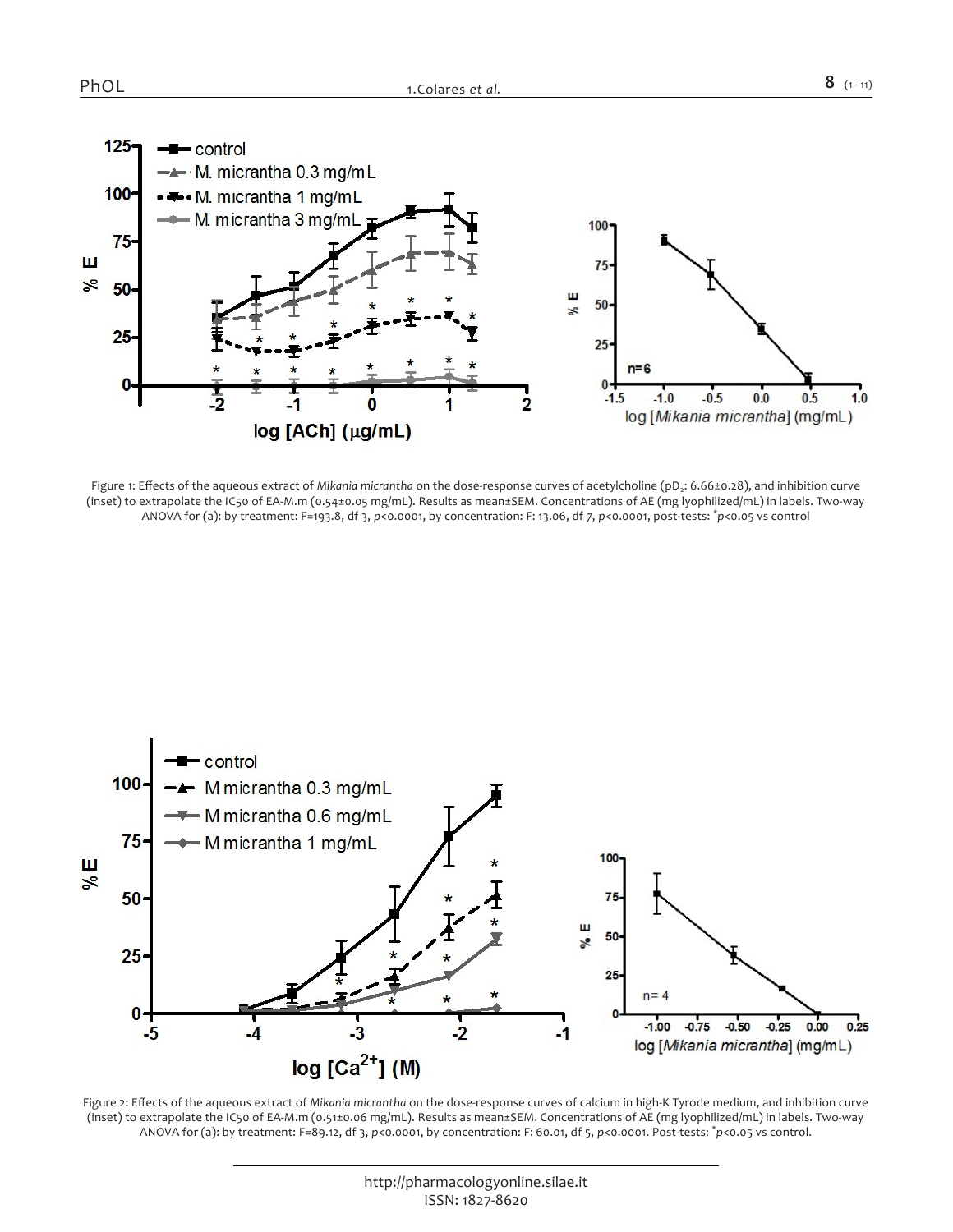Figure 1: Effects of the aqueous extract of *Mikania micrantha* on the dose-response curves of acetylcholine ($pD_2$: 6.66±0.28), and inhibition curve (inset) to extrapolate the IC50 of EA-M.m (0.54±0.05 mg/mL). Results as mean±SEM. Concentrations of AE (mg lyophilized/mL) in labels. Two-way ANOVA for (a): by treatment: F=193.8, df 3, $p<0.0001$, by concentration: F: 13.06, df 7, $p<0.0001$, post-tests: * $p<0.05$ vs control

Figure 2: Effects of the aqueous extract of *Mikania micrantha* on the dose-response curves of calcium in high-K Tyrode medium, and inhibition curve (inset) to extrapolate the IC50 of EA-M.m (0.51±0.06 mg/mL). Results as mean±SEM. Concentrations of AE (mg lyophilized/mL) in labels. Two-way ANOVA for (a): by treatment: F=89.12, df 3, $p<0.0001$, by concentration: F: 60.01, df 5, $p<0.0001$. Post-tests: * $p<0.05$ vs control.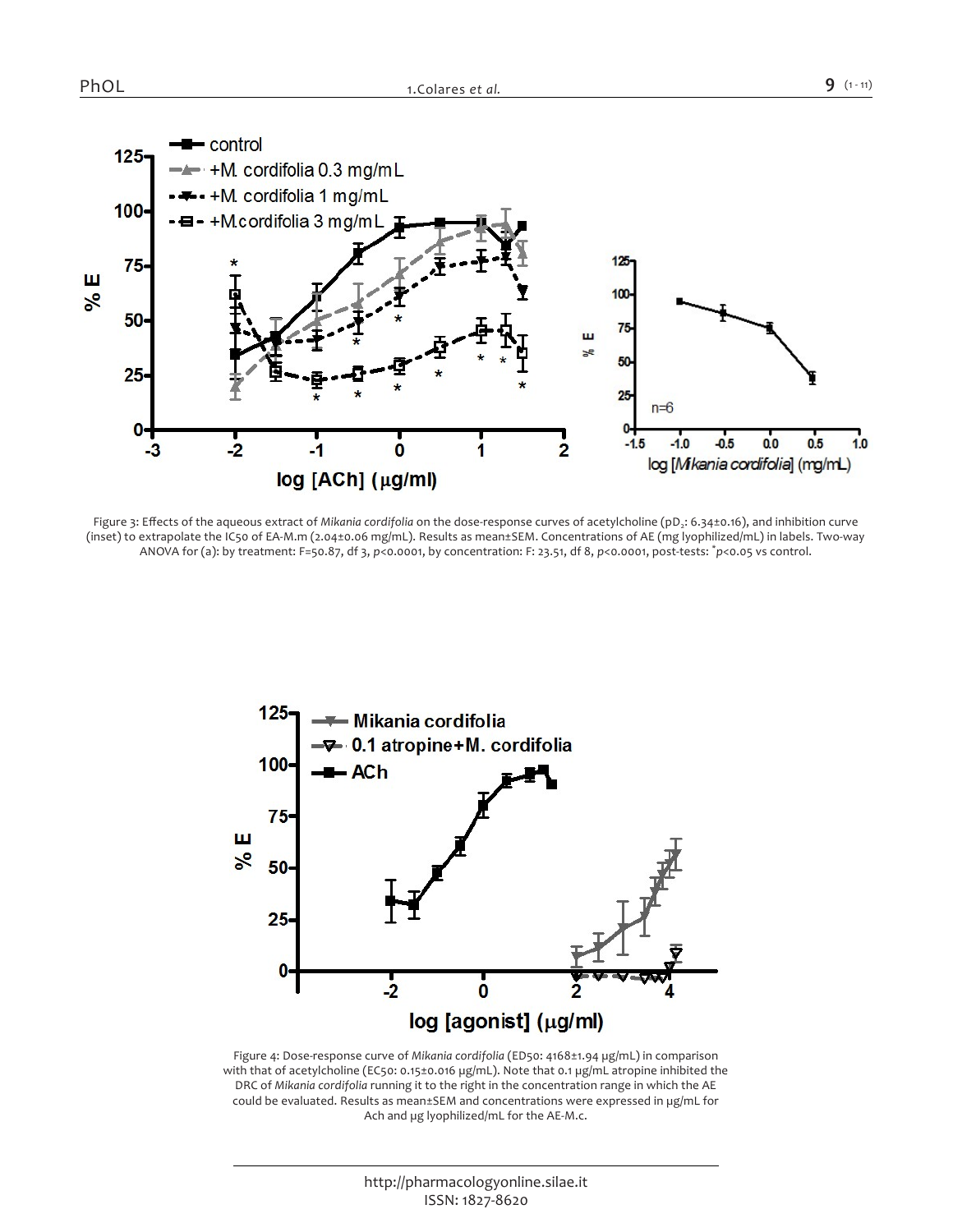Figure 3: Effects of the aqueous extract of *Mikania cordifolia* on the dose-response curves of acetylcholine ($pD_2$: 6.34±0.16), and inhibition curve (inset) to extrapolate the IC50 of EA-M.m (2.04±0.06 mg/mL). Results as mean±SEM. Concentrations of AE (mg lyophilized/mL) in labels. Two-way ANOVA for (a): by treatment: F=50.87, df 3, $p<0.0001$, by concentration: F: 23.51, df 8, $p<0.0001$, post-tests: *$p<0.05$ vs control.

Figure 4: Dose-response curve of *Mikania cordifolia* (ED50: 4168±1.94 µg/mL) in comparison with that of acetylcholine (EC50: 0.15±0.016 µg/mL). Note that 0.1 µg/mL atropine inhibited the DRC of *Mikania cordifolia* running it to the right in the concentration range in which the AE could be evaluated. Results as mean±SEM and concentrations were expressed in µg/mL for Ach and µg lyophilized/mL for the AE-M.c.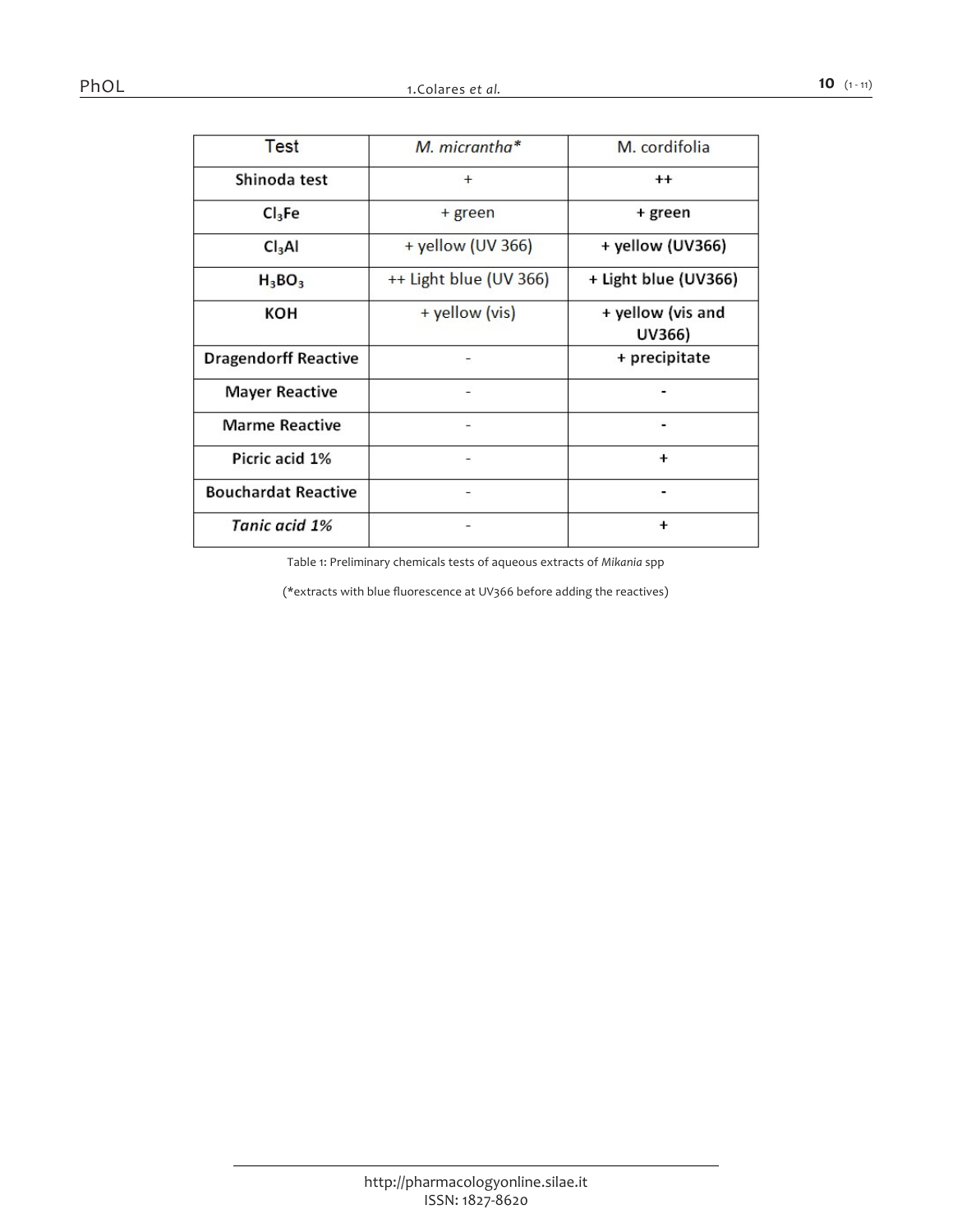| Test | *M. micrantha** | M. cordifolia |
|---|---|---|
| **Shinoda test** | + | **++** |
| **$Cl_3Fe$** | + green | **+ green** |
| **$Cl_3Al$** | + yellow (UV 366) | **+ yellow (UV366)** |
| **$H_3BO_3$** | ++ Light blue (UV 366) | **+ Light blue (UV366)** |
| **KOH** | + yellow (vis) | **+ yellow (vis and UV366)** |
| **Dragendorff Reactive** | - | **+ precipitate** |
| **Mayer Reactive** | - | **-** |
| **Marme Reactive** | - | **-** |
| **Picric acid 1%** | - | **+** |
| **Bouchardat Reactive** | - | **-** |
| ***Tanic acid 1%*** | - | **+** |

Table 1: Preliminary chemicals tests of aqueous extracts of *Mikania* spp

(*extracts with blue fluorescence at UV366 before adding the reactives)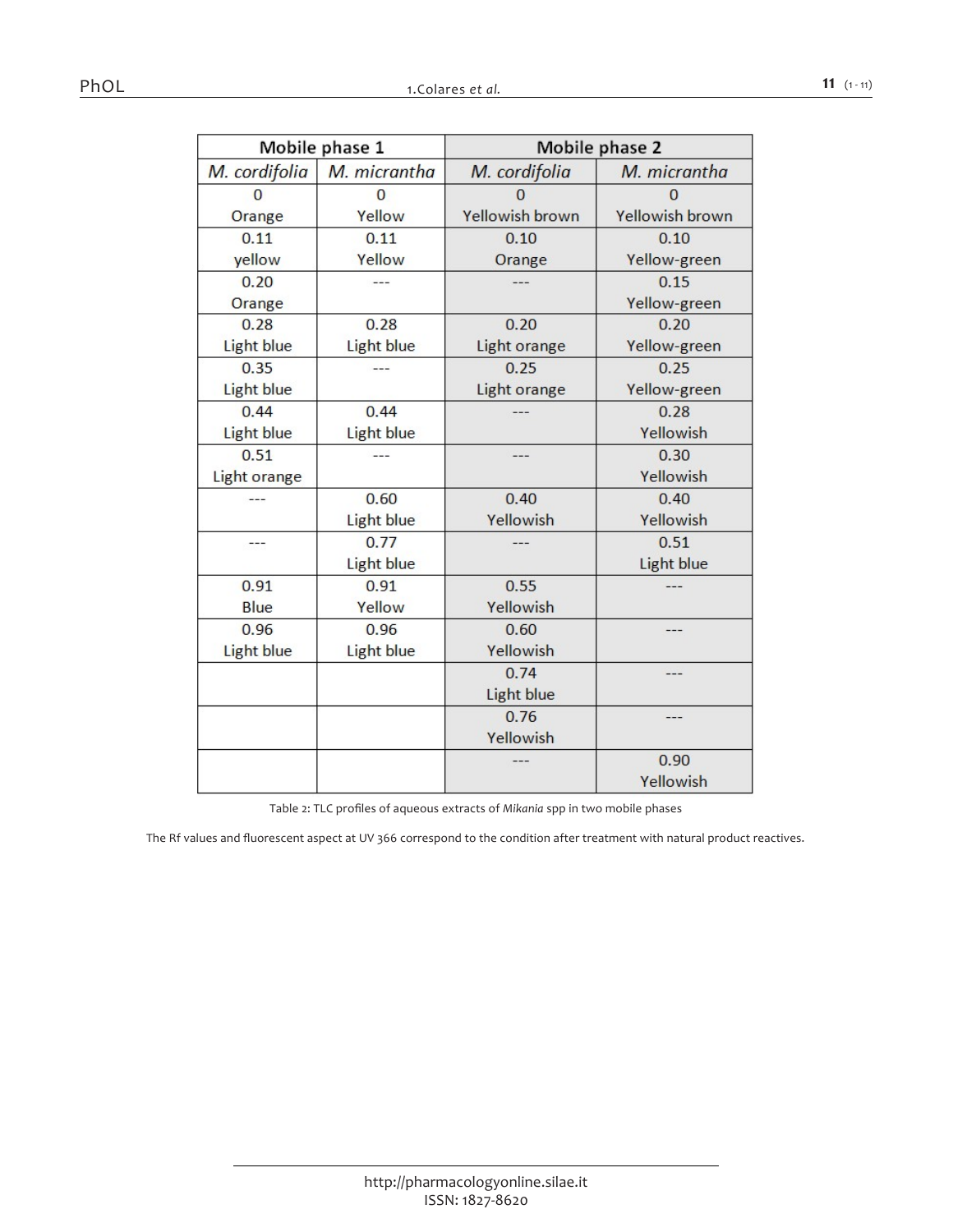| Mobile phase 1 | | Mobile phase 2 | |
|---|---|---|---|
| *M. cordifolia* | *M. micrantha* | *M. cordifolia* | *M. micrantha* |
| 0 Orange | 0 Yellow | 0 Yellowish brown | 0 Yellowish brown |
| 0.11 yellow | 0.11 Yellow | 0.10 Orange | 0.10 Yellow-green |
| 0.20 Orange | --- | --- | 0.15 Yellow-green |
| 0.28 Light blue | 0.28 Light blue | 0.20 Light orange | 0.20 Yellow-green |
| 0.35 Light blue | --- | 0.25 Light orange | 0.25 Yellow-green |
| 0.44 Light blue | 0.44 Light blue | --- | 0.28 Yellowish |
| 0.51 Light orange | --- | --- | 0.30 Yellowish |
| --- | 0.60 Light blue | 0.40 Yellowish | 0.40 Yellowish |
| --- | 0.77 Light blue | --- | 0.51 Light blue |
| 0.91 Blue | 0.91 Yellow | 0.55 Yellowish | --- |
| 0.96 Light blue | 0.96 Light blue | 0.60 Yellowish | --- |
| | | 0.74 Light blue | --- |
| | | 0.76 Yellowish | --- |
| | | --- | 0.90 Yellowish |

Table 2: TLC profiles of aqueous extracts of *Mikania* spp in two mobile phases

The Rf values and fluorescent aspect at UV 366 correspond to the condition after treatment with natural product reactives.